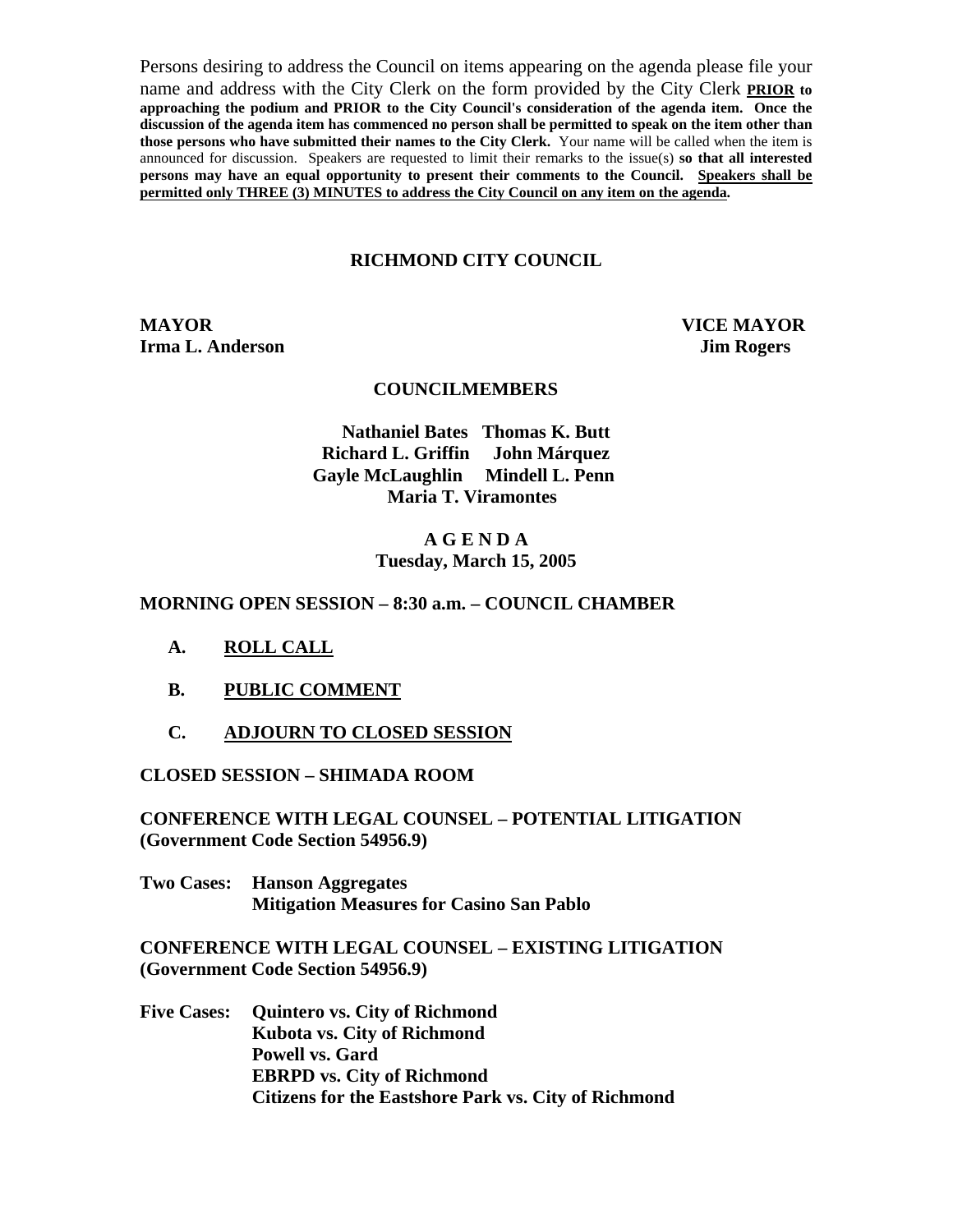Persons desiring to address the Council on items appearing on the agenda please file your name and address with the City Clerk on the form provided by the City Clerk **PRIOR to approaching the podium and PRIOR to the City Council's consideration of the agenda item. Once the discussion of the agenda item has commenced no person shall be permitted to speak on the item other than those persons who have submitted their names to the City Clerk.** Your name will be called when the item is announced for discussion. Speakers are requested to limit their remarks to the issue(s) **so that all interested persons may have an equal opportunity to present their comments to the Council. Speakers shall be permitted only THREE (3) MINUTES to address the City Council on any item on the agenda.**

# RICHMOND CITY COUNCIL

**MAYOR**
**Irma L. Anderson**

**VICE MAYOR**
**Jim Rogers**

**COUNCILMEMBERS**

**Nathaniel Bates Thomas K. Butt**
**Richard L. Griffin John Márquez**
**Gayle McLaughlin Mindell L. Penn**
**Maria T. Viramontes**

## A G E N D A
**Tuesday, March 15, 2005**

**MORNING OPEN SESSION – 8:30 a.m. – COUNCIL CHAMBER**

**A. ROLL CALL**

**B. PUBLIC COMMENT**

**C. ADJOURN TO CLOSED SESSION**

**CLOSED SESSION – SHIMADA ROOM**

**CONFERENCE WITH LEGAL COUNSEL – POTENTIAL LITIGATION (Government Code Section 54956.9)**

**Two Cases:** **Hanson Aggregates**
**Mitigation Measures for Casino San Pablo**

**CONFERENCE WITH LEGAL COUNSEL – EXISTING LITIGATION (Government Code Section 54956.9)**

**Five Cases:** **Quintero vs. City of Richmond**
**Kubota vs. City of Richmond**
**Powell vs. Gard**
**EBRPD vs. City of Richmond**
**Citizens for the Eastshore Park vs. City of Richmond**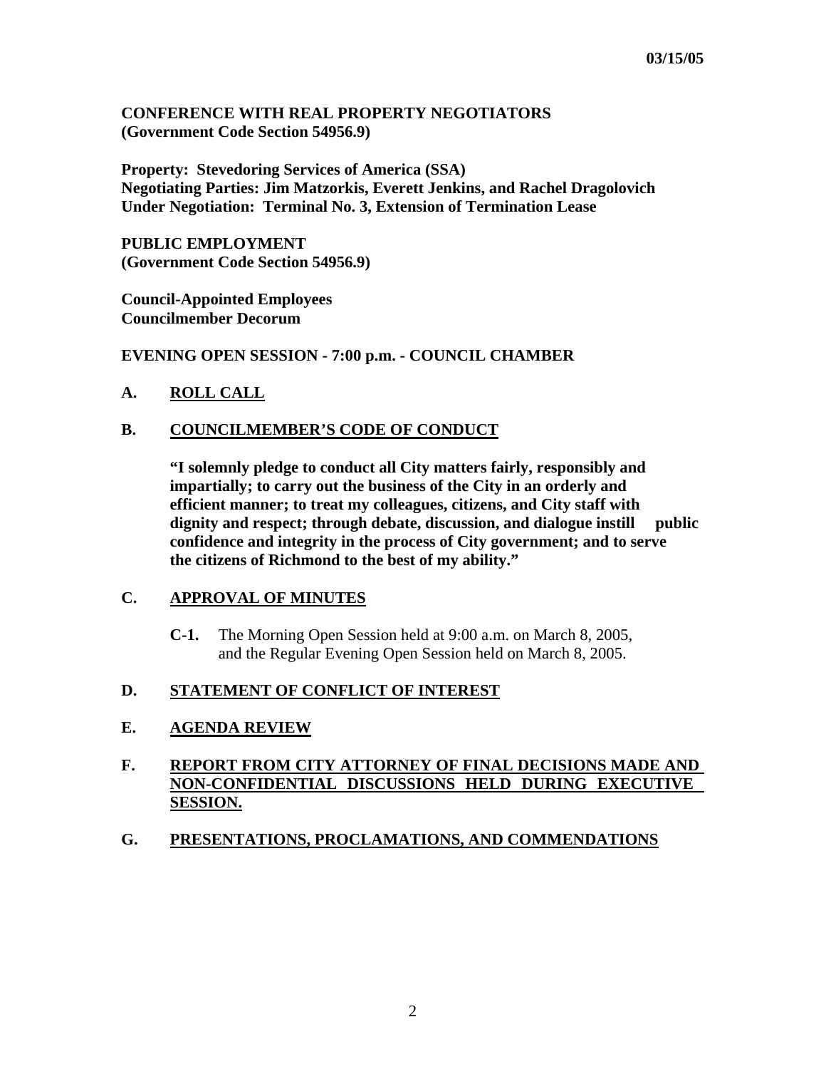**CONFERENCE WITH REAL PROPERTY NEGOTIATORS**
**(Government Code Section 54956.9)**

**Property: Stevedoring Services of America (SSA)**
**Negotiating Parties: Jim Matzorkis, Everett Jenkins, and Rachel Dragolovich**
**Under Negotiation: Terminal No. 3, Extension of Termination Lease**

**PUBLIC EMPLOYMENT**
**(Government Code Section 54956.9)**

**Council-Appointed Employees**
**Councilmember Decorum**

**EVENING OPEN SESSION - 7:00 p.m. - COUNCIL CHAMBER**

## A. ROLL CALL

## B. COUNCILMEMBER'S CODE OF CONDUCT

**"I solemnly pledge to conduct all City matters fairly, responsibly and impartially; to carry out the business of the City in an orderly and efficient manner; to treat my colleagues, citizens, and City staff with dignity and respect; through debate, discussion, and dialogue instill public confidence and integrity in the process of City government; and to serve the citizens of Richmond to the best of my ability."**

## C. APPROVAL OF MINUTES

**C-1.** The Morning Open Session held at 9:00 a.m. on March 8, 2005, and the Regular Evening Open Session held on March 8, 2005.

## D. STATEMENT OF CONFLICT OF INTEREST

## E. AGENDA REVIEW

## F. REPORT FROM CITY ATTORNEY OF FINAL DECISIONS MADE AND NON-CONFIDENTIAL DISCUSSIONS HELD DURING EXECUTIVE SESSION.

## G. PRESENTATIONS, PROCLAMATIONS, AND COMMENDATIONS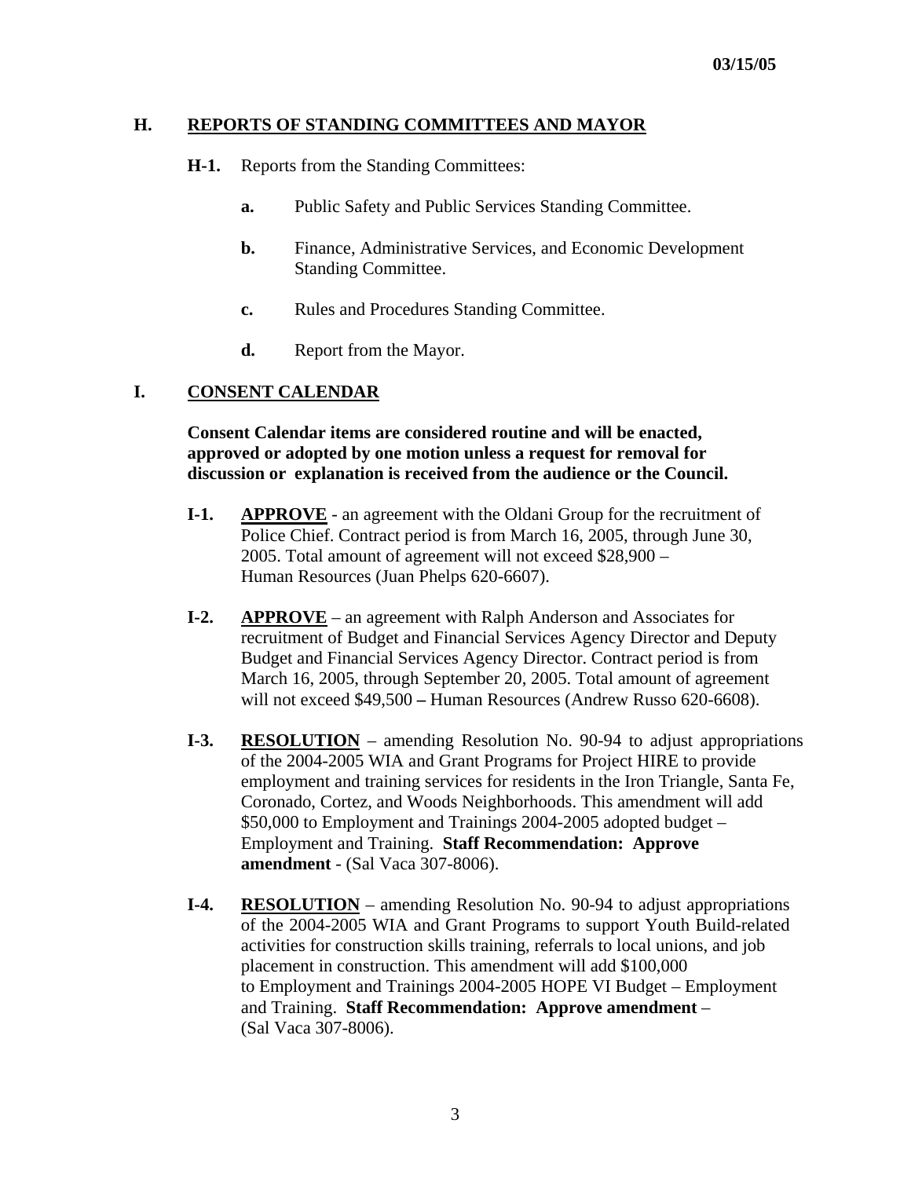## H. REPORTS OF STANDING COMMITTEES AND MAYOR

**H-1.** Reports from the Standing Committees:

- **a.** Public Safety and Public Services Standing Committee.
- **b.** Finance, Administrative Services, and Economic Development Standing Committee.
- **c.** Rules and Procedures Standing Committee.
- **d.** Report from the Mayor.

## I. CONSENT CALENDAR

**Consent Calendar items are considered routine and will be enacted, approved or adopted by one motion unless a request for removal for discussion or explanation is received from the audience or the Council.**

**I-1.** **APPROVE** - an agreement with the Oldani Group for the recruitment of Police Chief. Contract period is from March 16, 2005, through June 30, 2005. Total amount of agreement will not exceed $28,900 – Human Resources (Juan Phelps 620-6607).

**I-2.** **APPROVE** – an agreement with Ralph Anderson and Associates for recruitment of Budget and Financial Services Agency Director and Deputy Budget and Financial Services Agency Director. Contract period is from March 16, 2005, through September 20, 2005. Total amount of agreement will not exceed $49,500 **–** Human Resources (Andrew Russo 620-6608).

**I-3.** **RESOLUTION** – amending Resolution No. 90-94 to adjust appropriations of the 2004-2005 WIA and Grant Programs for Project HIRE to provide employment and training services for residents in the Iron Triangle, Santa Fe, Coronado, Cortez, and Woods Neighborhoods. This amendment will add $50,000 to Employment and Trainings 2004-2005 adopted budget – Employment and Training. **Staff Recommendation: Approve amendment** - (Sal Vaca 307-8006).

**I-4.** **RESOLUTION** – amending Resolution No. 90-94 to adjust appropriations of the 2004-2005 WIA and Grant Programs to support Youth Build-related activities for construction skills training, referrals to local unions, and job placement in construction. This amendment will add $100,000 to Employment and Trainings 2004-2005 HOPE VI Budget – Employment and Training. **Staff Recommendation: Approve amendment** – (Sal Vaca 307-8006).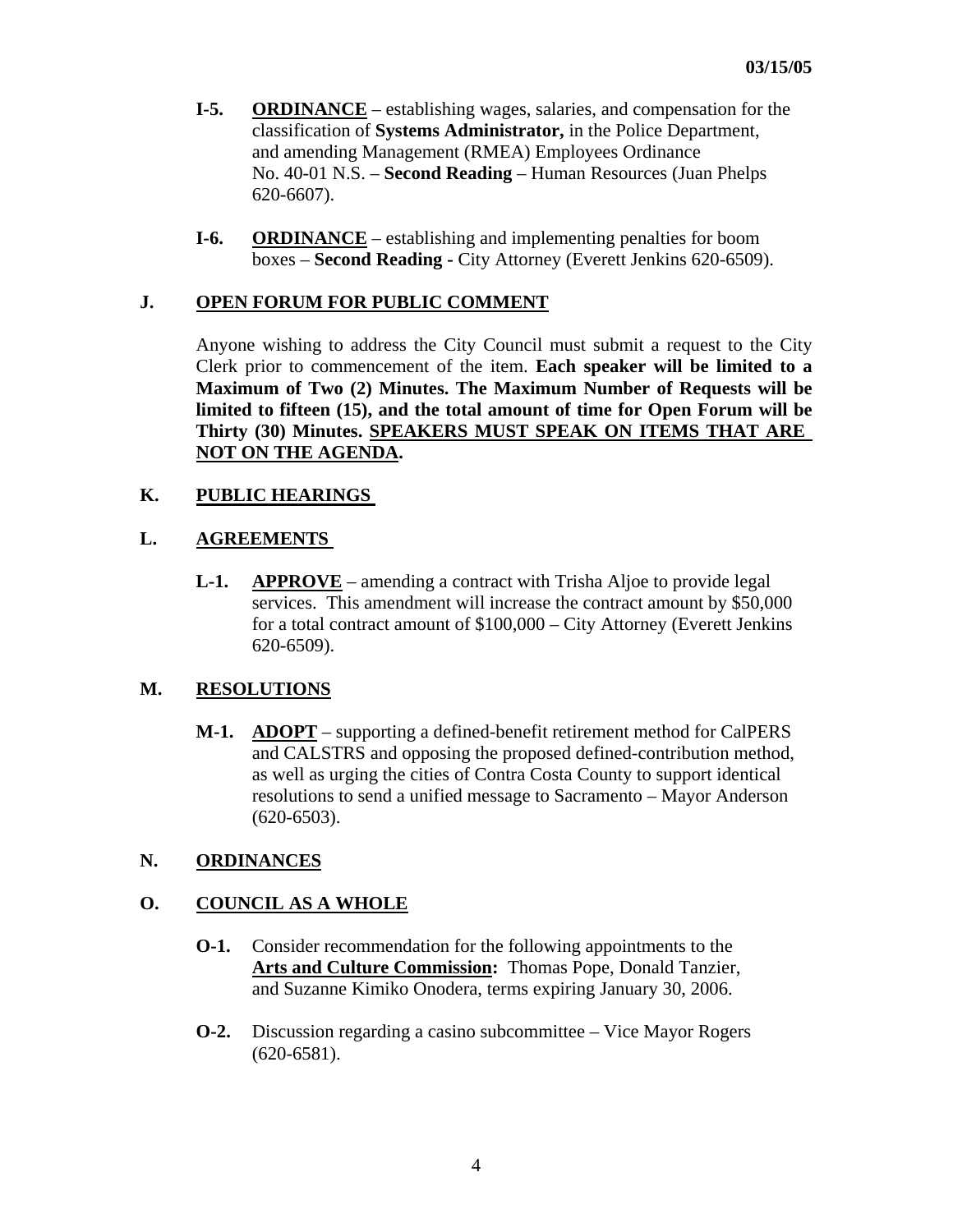**I-5.** **ORDINANCE** – establishing wages, salaries, and compensation for the classification of **Systems Administrator,** in the Police Department, and amending Management (RMEA) Employees Ordinance No. 40-01 N.S. – **Second Reading** – Human Resources (Juan Phelps 620-6607).

**I-6.** **ORDINANCE** – establishing and implementing penalties for boom boxes – **Second Reading -** City Attorney (Everett Jenkins 620-6509).

## J. OPEN FORUM FOR PUBLIC COMMENT

Anyone wishing to address the City Council must submit a request to the City Clerk prior to commencement of the item. **Each speaker will be limited to a Maximum of Two (2) Minutes. The Maximum Number of Requests will be limited to fifteen (15), and the total amount of time for Open Forum will be Thirty (30) Minutes. SPEAKERS MUST SPEAK ON ITEMS THAT ARE NOT ON THE AGENDA.**

## K. PUBLIC HEARINGS

## L. AGREEMENTS

**L-1.** **APPROVE** – amending a contract with Trisha Aljoe to provide legal services. This amendment will increase the contract amount by $50,000 for a total contract amount of $100,000 – City Attorney (Everett Jenkins 620-6509).

## M. RESOLUTIONS

**M-1.** **ADOPT** – supporting a defined-benefit retirement method for CalPERS and CALSTRS and opposing the proposed defined-contribution method, as well as urging the cities of Contra Costa County to support identical resolutions to send a unified message to Sacramento – Mayor Anderson (620-6503).

## N. ORDINANCES

## O. COUNCIL AS A WHOLE

**O-1.** Consider recommendation for the following appointments to the **Arts and Culture Commission:** Thomas Pope, Donald Tanzier, and Suzanne Kimiko Onodera, terms expiring January 30, 2006.

**O-2.** Discussion regarding a casino subcommittee – Vice Mayor Rogers (620-6581).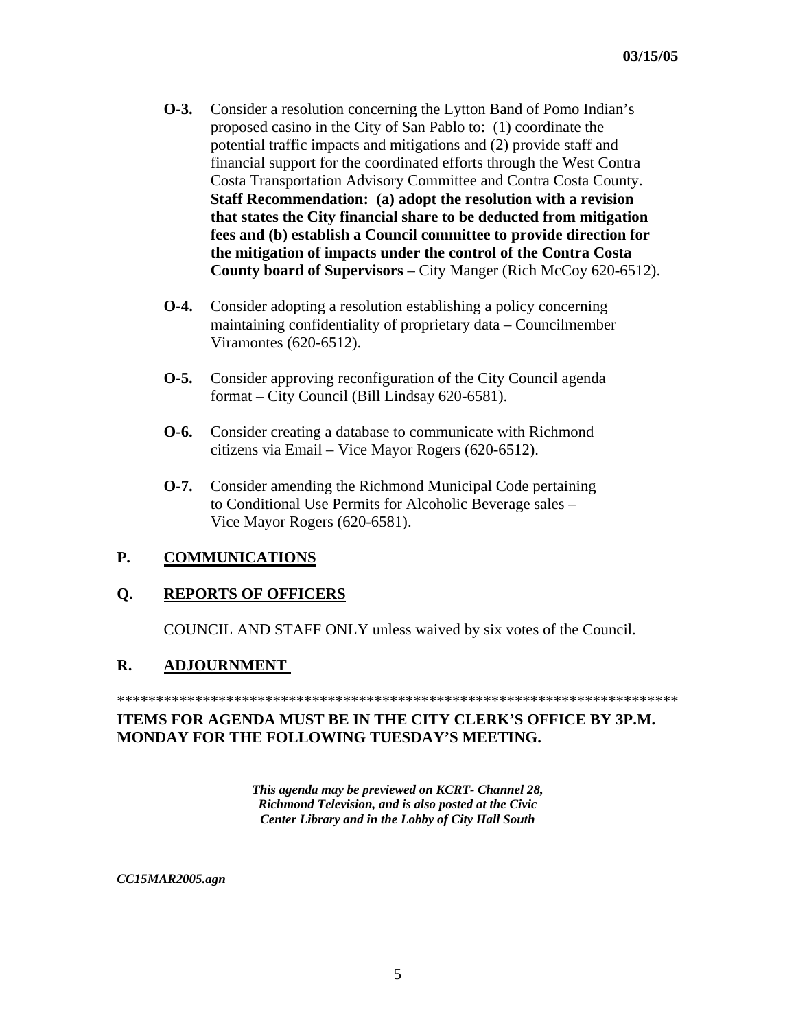**O-3.** Consider a resolution concerning the Lytton Band of Pomo Indian's proposed casino in the City of San Pablo to: (1) coordinate the potential traffic impacts and mitigations and (2) provide staff and financial support for the coordinated efforts through the West Contra Costa Transportation Advisory Committee and Contra Costa County. **Staff Recommendation: (a) adopt the resolution with a revision that states the City financial share to be deducted from mitigation fees and (b) establish a Council committee to provide direction for the mitigation of impacts under the control of the Contra Costa County board of Supervisors** – City Manger (Rich McCoy 620-6512).

**O-4.** Consider adopting a resolution establishing a policy concerning maintaining confidentiality of proprietary data – Councilmember Viramontes (620-6512).

**O-5.** Consider approving reconfiguration of the City Council agenda format – City Council (Bill Lindsay 620-6581).

**O-6.** Consider creating a database to communicate with Richmond citizens via Email – Vice Mayor Rogers (620-6512).

**O-7.** Consider amending the Richmond Municipal Code pertaining to Conditional Use Permits for Alcoholic Beverage sales – Vice Mayor Rogers (620-6581).

## P. COMMUNICATIONS

## Q. REPORTS OF OFFICERS

COUNCIL AND STAFF ONLY unless waived by six votes of the Council.

## R. ADJOURNMENT

*************************************************************************

**ITEMS FOR AGENDA MUST BE IN THE CITY CLERK'S OFFICE BY 3P.M. MONDAY FOR THE FOLLOWING TUESDAY'S MEETING.**

***This agenda may be previewed on KCRT- Channel 28, Richmond Television, and is also posted at the Civic Center Library and in the Lobby of City Hall South***

***CC15MAR2005.agn***